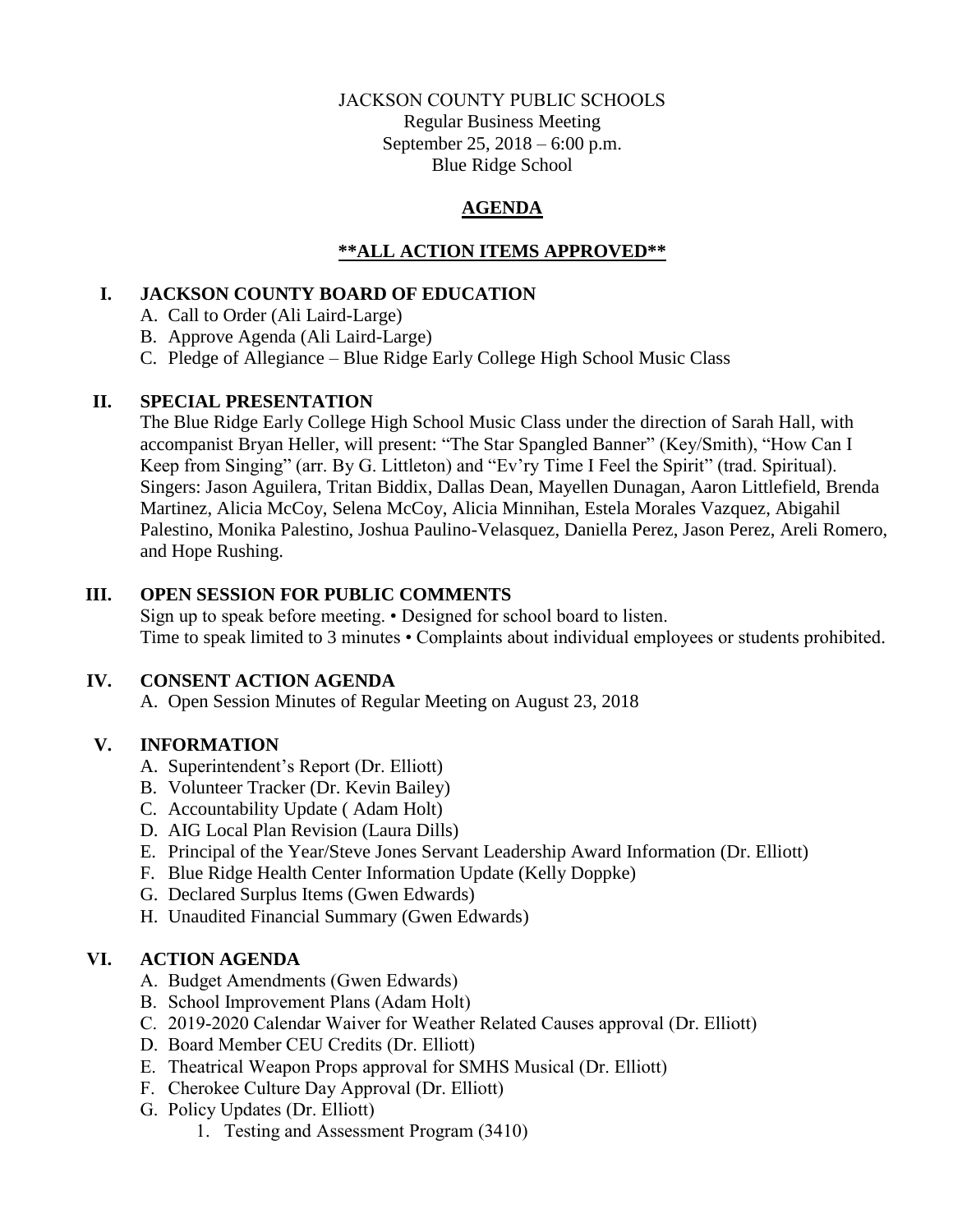JACKSON COUNTY PUBLIC SCHOOLS
Regular Business Meeting
September 25, 2018 – 6:00 p.m.
Blue Ridge School

# AGENDA

## **\*\*ALL ACTION ITEMS APPROVED\*\***

## I. JACKSON COUNTY BOARD OF EDUCATION

A. Call to Order (Ali Laird-Large)
B. Approve Agenda (Ali Laird-Large)
C. Pledge of Allegiance – Blue Ridge Early College High School Music Class

## II. SPECIAL PRESENTATION

The Blue Ridge Early College High School Music Class under the direction of Sarah Hall, with accompanist Bryan Heller, will present: "The Star Spangled Banner" (Key/Smith), "How Can I Keep from Singing" (arr. By G. Littleton) and "Ev'ry Time I Feel the Spirit" (trad. Spiritual). Singers: Jason Aguilera, Tritan Biddix, Dallas Dean, Mayellen Dunagan, Aaron Littlefield, Brenda Martinez, Alicia McCoy, Selena McCoy, Alicia Minnihan, Estela Morales Vazquez, Abigahil Palestino, Monika Palestino, Joshua Paulino-Velasquez, Daniella Perez, Jason Perez, Areli Romero, and Hope Rushing.

## III. OPEN SESSION FOR PUBLIC COMMENTS

Sign up to speak before meeting. • Designed for school board to listen.
Time to speak limited to 3 minutes • Complaints about individual employees or students prohibited.

## IV. CONSENT ACTION AGENDA

A. Open Session Minutes of Regular Meeting on August 23, 2018

## V. INFORMATION

A. Superintendent's Report (Dr. Elliott)
B. Volunteer Tracker (Dr. Kevin Bailey)
C. Accountability Update ( Adam Holt)
D. AIG Local Plan Revision (Laura Dills)
E. Principal of the Year/Steve Jones Servant Leadership Award Information (Dr. Elliott)
F. Blue Ridge Health Center Information Update (Kelly Doppke)
G. Declared Surplus Items (Gwen Edwards)
H. Unaudited Financial Summary (Gwen Edwards)

## VI. ACTION AGENDA

A. Budget Amendments (Gwen Edwards)
B. School Improvement Plans (Adam Holt)
C. 2019-2020 Calendar Waiver for Weather Related Causes approval (Dr. Elliott)
D. Board Member CEU Credits (Dr. Elliott)
E. Theatrical Weapon Props approval for SMHS Musical (Dr. Elliott)
F. Cherokee Culture Day Approval (Dr. Elliott)
G. Policy Updates (Dr. Elliott)
   1. Testing and Assessment Program (3410)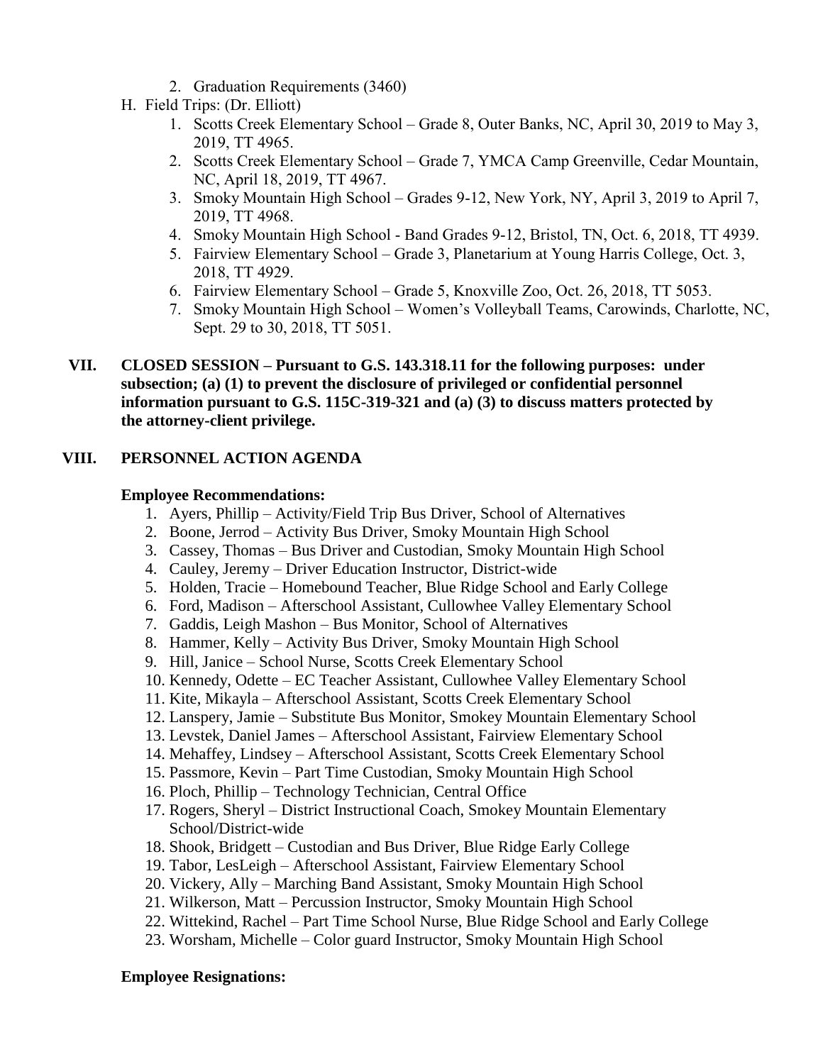2. Graduation Requirements (3460)

H. Field Trips: (Dr. Elliott)
   1. Scotts Creek Elementary School – Grade 8, Outer Banks, NC, April 30, 2019 to May 3, 2019, TT 4965.
   2. Scotts Creek Elementary School – Grade 7, YMCA Camp Greenville, Cedar Mountain, NC, April 18, 2019, TT 4967.
   3. Smoky Mountain High School – Grades 9-12, New York, NY, April 3, 2019 to April 7, 2019, TT 4968.
   4. Smoky Mountain High School - Band Grades 9-12, Bristol, TN, Oct. 6, 2018, TT 4939.
   5. Fairview Elementary School – Grade 3, Planetarium at Young Harris College, Oct. 3, 2018, TT 4929.
   6. Fairview Elementary School – Grade 5, Knoxville Zoo, Oct. 26, 2018, TT 5053.
   7. Smoky Mountain High School – Women's Volleyball Teams, Carowinds, Charlotte, NC, Sept. 29 to 30, 2018, TT 5051.

## VII. CLOSED SESSION – Pursuant to G.S. 143.318.11 for the following purposes: under subsection; (a) (1) to prevent the disclosure of privileged or confidential personnel information pursuant to G.S. 115C-319-321 and (a) (3) to discuss matters protected by the attorney-client privilege.

## VIII. PERSONNEL ACTION AGENDA

**Employee Recommendations:**

1. Ayers, Phillip – Activity/Field Trip Bus Driver, School of Alternatives
2. Boone, Jerrod – Activity Bus Driver, Smoky Mountain High School
3. Cassey, Thomas – Bus Driver and Custodian, Smoky Mountain High School
4. Cauley, Jeremy – Driver Education Instructor, District-wide
5. Holden, Tracie – Homebound Teacher, Blue Ridge School and Early College
6. Ford, Madison – Afterschool Assistant, Cullowhee Valley Elementary School
7. Gaddis, Leigh Mashon – Bus Monitor, School of Alternatives
8. Hammer, Kelly – Activity Bus Driver, Smoky Mountain High School
9. Hill, Janice – School Nurse, Scotts Creek Elementary School
10. Kennedy, Odette – EC Teacher Assistant, Cullowhee Valley Elementary School
11. Kite, Mikayla – Afterschool Assistant, Scotts Creek Elementary School
12. Lanspery, Jamie – Substitute Bus Monitor, Smokey Mountain Elementary School
13. Levstek, Daniel James – Afterschool Assistant, Fairview Elementary School
14. Mehaffey, Lindsey – Afterschool Assistant, Scotts Creek Elementary School
15. Passmore, Kevin – Part Time Custodian, Smoky Mountain High School
16. Ploch, Phillip – Technology Technician, Central Office
17. Rogers, Sheryl – District Instructional Coach, Smokey Mountain Elementary School/District-wide
18. Shook, Bridgett – Custodian and Bus Driver, Blue Ridge Early College
19. Tabor, LesLeigh – Afterschool Assistant, Fairview Elementary School
20. Vickery, Ally – Marching Band Assistant, Smoky Mountain High School
21. Wilkerson, Matt – Percussion Instructor, Smoky Mountain High School
22. Wittekind, Rachel – Part Time School Nurse, Blue Ridge School and Early College
23. Worsham, Michelle – Color guard Instructor, Smoky Mountain High School

**Employee Resignations:**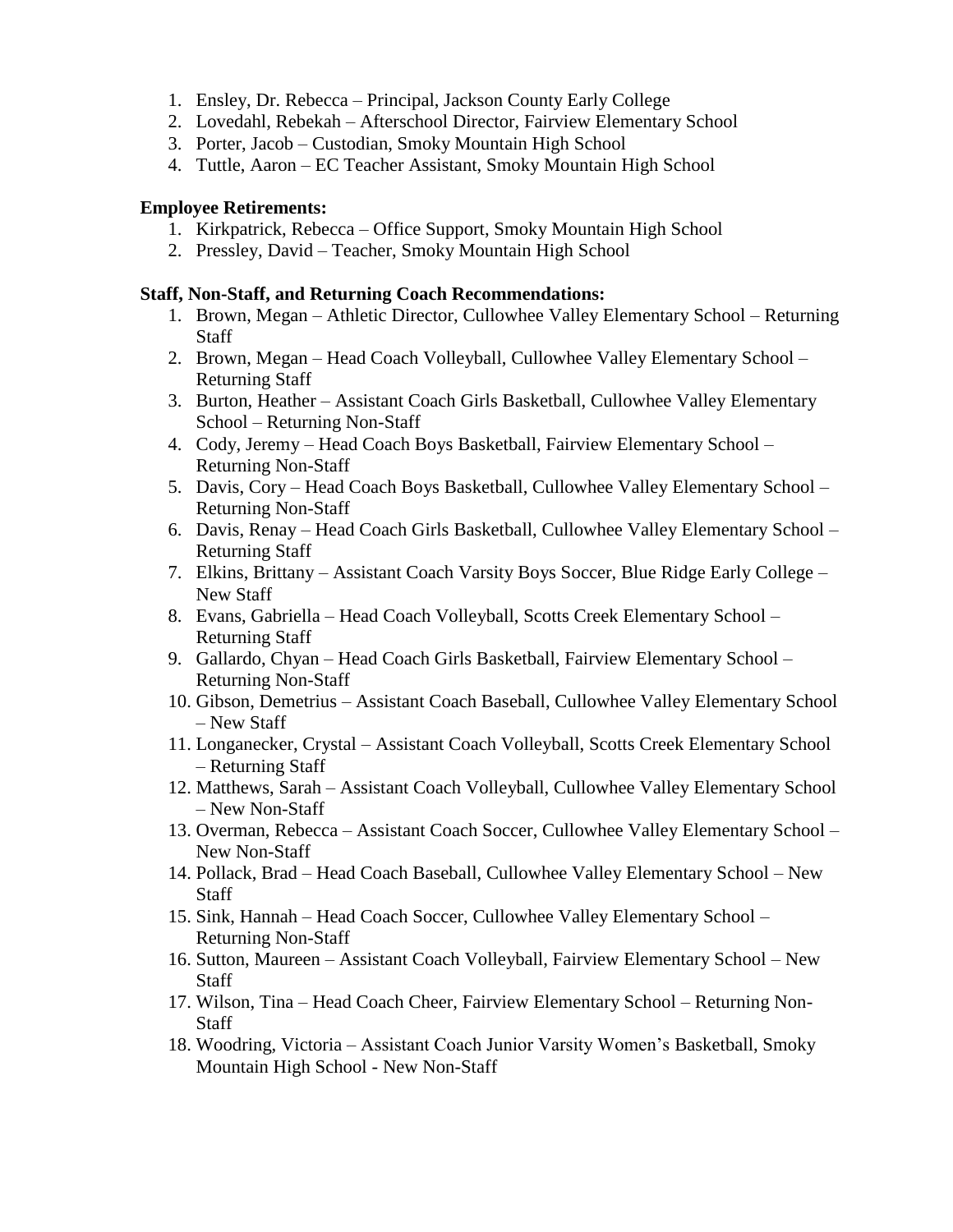1. Ensley, Dr. Rebecca – Principal, Jackson County Early College
2. Lovedahl, Rebekah – Afterschool Director, Fairview Elementary School
3. Porter, Jacob – Custodian, Smoky Mountain High School
4. Tuttle, Aaron – EC Teacher Assistant, Smoky Mountain High School

**Employee Retirements:**

1. Kirkpatrick, Rebecca – Office Support, Smoky Mountain High School
2. Pressley, David – Teacher, Smoky Mountain High School

**Staff, Non-Staff, and Returning Coach Recommendations:**

1. Brown, Megan – Athletic Director, Cullowhee Valley Elementary School – Returning Staff
2. Brown, Megan – Head Coach Volleyball, Cullowhee Valley Elementary School – Returning Staff
3. Burton, Heather – Assistant Coach Girls Basketball, Cullowhee Valley Elementary School – Returning Non-Staff
4. Cody, Jeremy – Head Coach Boys Basketball, Fairview Elementary School – Returning Non-Staff
5. Davis, Cory – Head Coach Boys Basketball, Cullowhee Valley Elementary School – Returning Non-Staff
6. Davis, Renay – Head Coach Girls Basketball, Cullowhee Valley Elementary School – Returning Staff
7. Elkins, Brittany – Assistant Coach Varsity Boys Soccer, Blue Ridge Early College – New Staff
8. Evans, Gabriella – Head Coach Volleyball, Scotts Creek Elementary School – Returning Staff
9. Gallardo, Chyan – Head Coach Girls Basketball, Fairview Elementary School – Returning Non-Staff
10. Gibson, Demetrius – Assistant Coach Baseball, Cullowhee Valley Elementary School – New Staff
11. Longanecker, Crystal – Assistant Coach Volleyball, Scotts Creek Elementary School – Returning Staff
12. Matthews, Sarah – Assistant Coach Volleyball, Cullowhee Valley Elementary School – New Non-Staff
13. Overman, Rebecca – Assistant Coach Soccer, Cullowhee Valley Elementary School – New Non-Staff
14. Pollack, Brad – Head Coach Baseball, Cullowhee Valley Elementary School – New Staff
15. Sink, Hannah – Head Coach Soccer, Cullowhee Valley Elementary School – Returning Non-Staff
16. Sutton, Maureen – Assistant Coach Volleyball, Fairview Elementary School – New Staff
17. Wilson, Tina – Head Coach Cheer, Fairview Elementary School – Returning Non-Staff
18. Woodring, Victoria – Assistant Coach Junior Varsity Women's Basketball, Smoky Mountain High School - New Non-Staff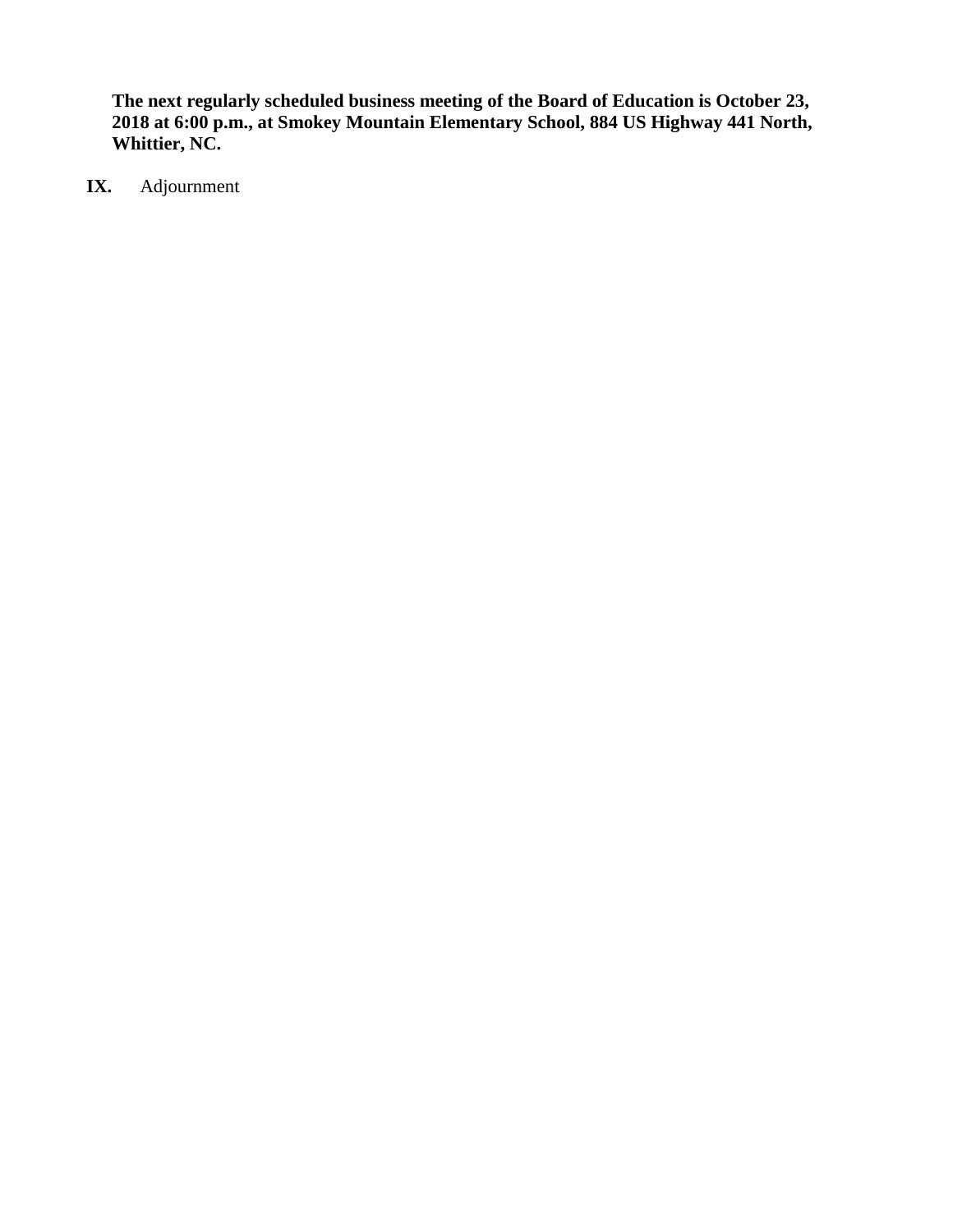**The next regularly scheduled business meeting of the Board of Education is October 23, 2018 at 6:00 p.m., at Smokey Mountain Elementary School, 884 US Highway 441 North, Whittier, NC.**

**IX.** Adjournment